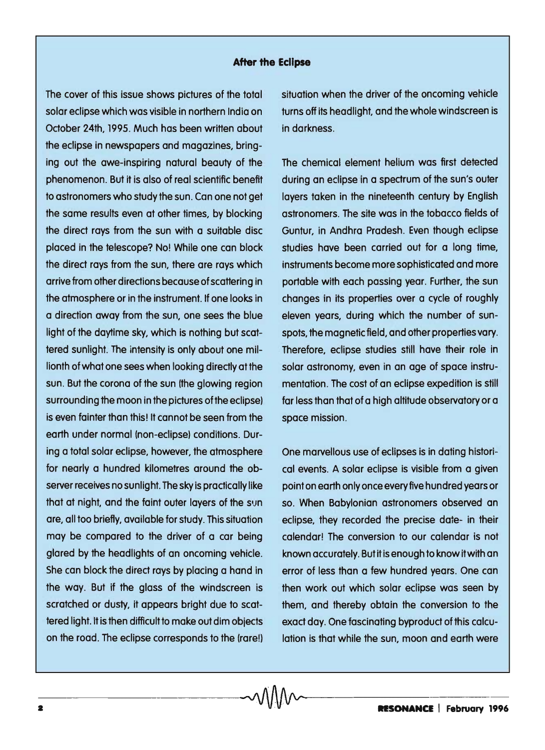## After the Eclipse

The cover of this issue shows pictures of the total solar eclipse which was visible in northern India on October 24th, 1995. Much has been written about the eclipse in newspapers and magazines, bringing out the awe-inspiring natural beauty of the phenomenon. But it is also of real scientific benefit to astronomers who study the sun. Can one not get the same results even at other times, by blocking the direct rays from the sun with a suitable disc placed in the telescope? No! While one can block the direct rays from the sun, there are rays which arrive from other directions because of scattering in the atmosphere or in the instrument. If one looks in a direction away from the sun, one sees the blue light of the daytime sky, which is nothing but scattered sunlight. The intensity is only about one millionth of what one sees when looking directly at the sun. But the corona of the sun (the glowing region surrounding the moon in the pictures of the eclipse) is even fainter than this! It cannot be seen from the earth under normal (non-eclipse) conditions. During a total solar eclipse, however, the atmosphere for nearly a hundred kilometres around the observer receives no sunlight. The sky is practically like that at night, and the faint outer layers of the sun are, all too briefly, available for study. This situation may be compared to the driver of a car being glared by the headlights of an oncoming vehicle. She can block the direct rays by placing a hand in the way. But if the glass of the windscreen is scratched or dusty, it appears bright due to scattered light. It is then difficult to make out dim objects on the road. The eclipse corresponds to the (rare!) situation when the driver of the oncoming vehicle turns off its headlight, and the whole windscreen is in darkness.

The chemical element helium was first detected during an eclipse in a spectrum of the sun's outer layers taken in the nineteenth century by English astronomers. The site was in the tobacco fields of Guntur, in Andhra Pradesh. Even though eclipse studies have been carried out for a long time, instruments become more sophisticated and more portable with each passing year. Further, the sun changes in its properties over a cycle of roughly eleven years, during which the number of sunspots, the magnetic field, and other properties vary. Therefore, eclipse studies still have their role in solar astronomy, even in an age of space instrumentation. The cost of an eclipse expedition is still far less than that of a high altitude observatory or a space mission.

One marvellous use of eclipses is in dating historical events. A solar eclipse is visible from a given point on earth only once every five hundred years or so. When Babylonian astronomers observed an eclipse, they recorded the precise date- in their calendar! The conversion to our calendar is not known accurately. But it is enough to know it with an error of less than a few hundred years. One can then work out which solar eclipse was seen by them, and thereby obtain the conversion to the exact day. One fascinating byproduct of this calculation is that while the sun, moon and earth were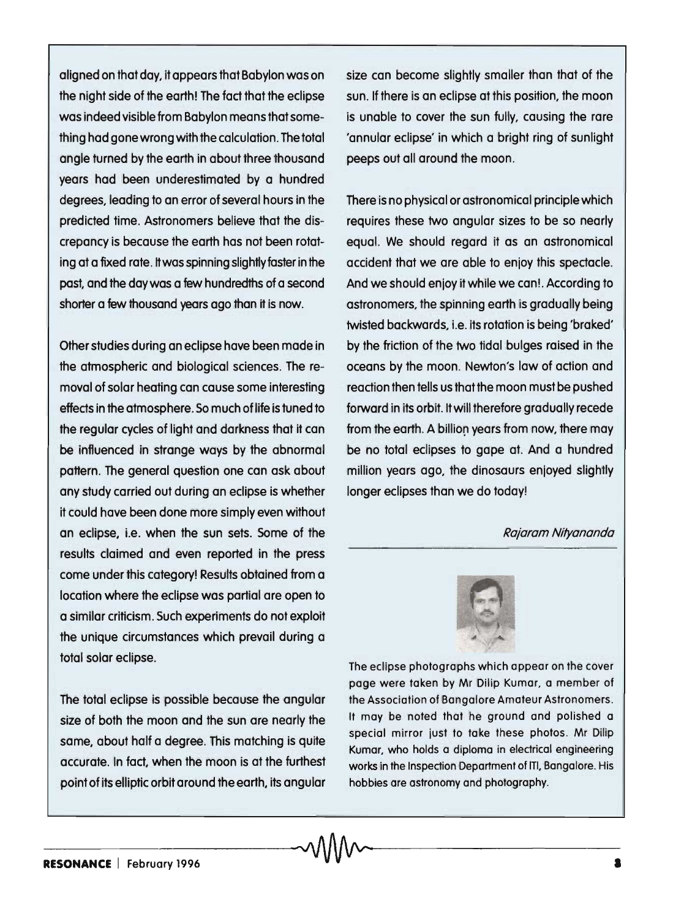aligned on that day, it appears that Babylon was on the night side of the earth! The fact that the eclipse was indeed visible from Babylon means that something had gone wrong with the calculation. The total angle turned by the earth in about three thousand years had been underestimated by a hundred degrees, leading to an error of several hours in the predicted time. Astronomers believe that the discrepancy is because the earth has not been rotating at a fixed rate. It was spinning slightly faster in the past, and the day was a few hundredths of a second shorter a few thousand years ago than it is now.

Other studies during an eclipse have been made in the atmospheric and biological sciences. The removal of solar heating can cause some interesting effects in the atmosphere. So much of life is tuned to the regular cycles of light and darkness that it can be influenced in strange ways by the abnormal pattern. The general question one can ask about any study carried out during an eclipse is whether it could have been done more simply even without an eclipse, i.e. when the sun sets. Some of the results claimed and even reported in the press come under this category! Results obtained from a location where the eclipse was partial are open to a similar criticism. Such experiments do not exploit the unique circumstances which prevail during a total solar eclipse.

The total eclipse is possible because the angular size of both the moon and the sun are nearly the same, about half a degree. This matching is quite accurate. In fact, when the moon is at the furthest point of its elliptic orbit around the earth, its angular size can become slightly smaller than that of the sun. If there is an eclipse at this position, the moon is unable to cover the sun fully, causing the rare 'annular eclipse' in which a bright ring of sunlight peeps out all around the moon.

There is no physical or astronomical principle which requires these two angular sizes to be so nearly equal. We should regard it as an astronomical accident that we are able to enjoy this spectacle. And we should enjoy it while we can!. According to astronomers, the spinning earth is gradually being twisted backwards, i.e. its rotation is being 'braked' by the friction of the two tidal bulges raised in the oceans by the moon. Newton's law of action and reaction then tells us that the moon must be pushed forward in its orbit. It will therefore gradually recede from the earth. A billion years from now, there may be no total eclipses to gape at. And a hundred million years ago, the dinosaurs enjoyed slightly longer eclipses than we do today!

*Rajaram Nityananda*

The eclipse photographs which appear on the cover page were taken by Mr Dilip Kumar, a member of the Association of Bangalore Amateur Astronomers. It may be noted that he ground and polished a special mirror just to take these photos. Mr Dilip Kumar, who holds a diploma in electrical engineering works in the Inspection Department of ITI, Bangalore. His hobbies are astronomy and photography.